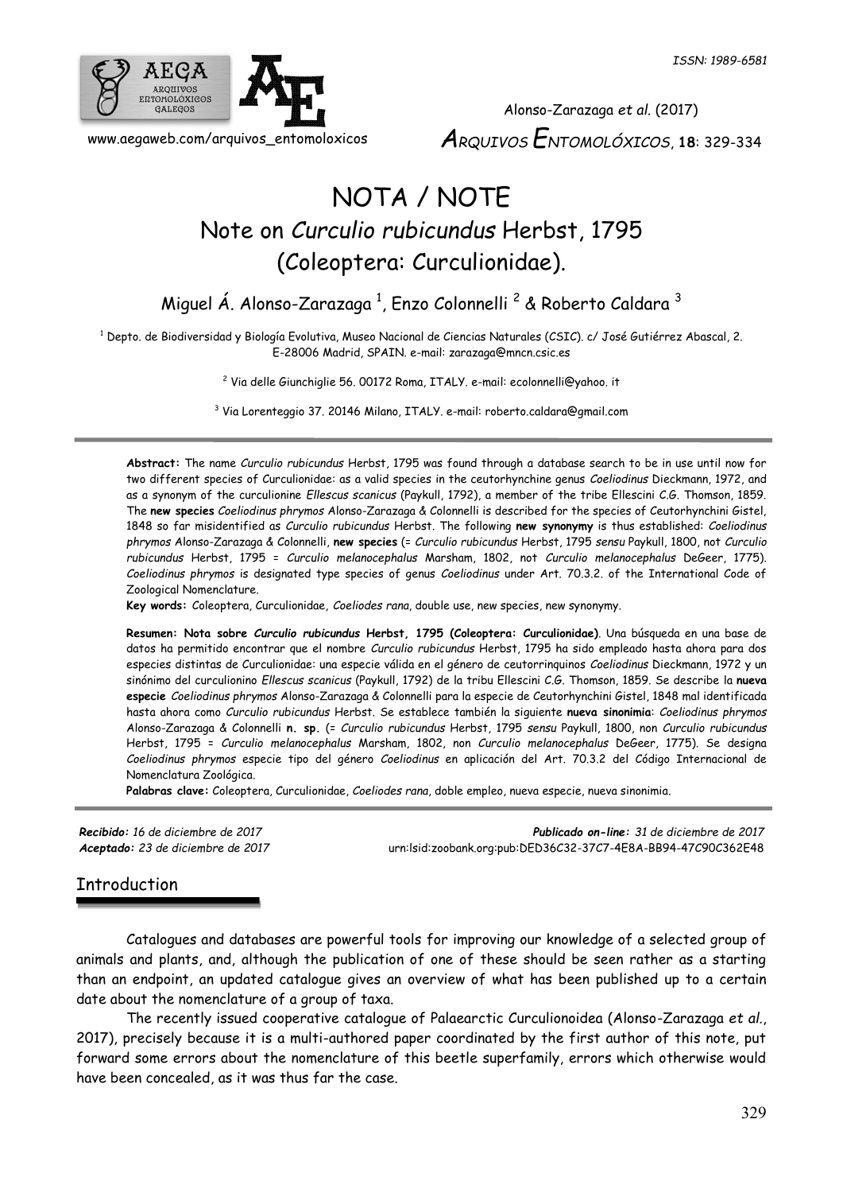# NOTA / NOTE

## Note on *Curculio rubicundus* Herbst, 1795 (Coleoptera: Curculionidae).

Miguel Á. Alonso-Zarazaga [1], Enzo Colonnelli [2] & Roberto Caldara [3]

[1] Depto. de Biodiversidad y Biología Evolutiva, Museo Nacional de Ciencias Naturales (CSIC). c/ José Gutiérrez Abascal, 2. E-28006 Madrid, SPAIN. e-mail: zarazaga@mncn.csic.es

[2] Via delle Giunchiglie 56. 00172 Roma, ITALY. e-mail: ecolonnelli@yahoo. it

[3] Via Lorenteggio 37. 20146 Milano, ITALY. e-mail: roberto.caldara@gmail.com

**Abstract:** The name *Curculio rubicundus* Herbst, 1795 was found through a database search to be in use until now for two different species of Curculionidae: as a valid species in the ceutorhynchine genus *Coeliodinus* Dieckmann, 1972, and as a synonym of the curculionine *Ellescus scanicus* (Paykull, 1792), a member of the tribe Ellescini C.G. Thomson, 1859. The **new species** *Coeliodinus phrymos* Alonso-Zarazaga & Colonnelli is described for the species of Ceutorhynchini Gistel, 1848 so far misidentified as *Curculio rubicundus* Herbst. The following **new synonymy** is thus established: *Coeliodinus phrymos* Alonso-Zarazaga & Colonnelli, **new species** (= *Curculio rubicundus* Herbst, 1795 *sensu* Paykull, 1800, not *Curculio rubicundus* Herbst, 1795 = *Curculio melanocephalus* Marsham, 1802, not *Curculio melanocephalus* DeGeer, 1775). *Coeliodinus phrymos* is designated type species of genus *Coeliodinus* under Art. 70.3.2. of the International Code of Zoological Nomenclature.

**Key words:** Coleoptera, Curculionidae, *Coeliodes rana*, double use, new species, new synonymy.

**Resumen: Nota sobre *Curculio rubicundus* Herbst, 1795 (Coleoptera: Curculionidae)**. Una búsqueda en una base de datos ha permitido encontrar que el nombre *Curculio rubicundus* Herbst, 1795 ha sido empleado hasta ahora para dos especies distintas de Curculionidae: una especie válida en el género de ceutorrinquinos *Coeliodinus* Dieckmann, 1972 y un sinónimo del curculionino *Ellescus scanicus* (Paykull, 1792) de la tribu Ellescini C.G. Thomson, 1859. Se describe la **nueva especie** *Coeliodinus phrymos* Alonso-Zarazaga & Colonnelli para la especie de Ceutorhynchini Gistel, 1848 mal identificada hasta ahora como *Curculio rubicundus* Herbst. Se establece también la siguiente **nueva sinonimia**: *Coeliodinus phrymos* Alonso-Zarazaga & Colonnelli **n. sp.** (= *Curculio rubicundus* Herbst, 1795 *sensu* Paykull, 1800, non *Curculio rubicundus* Herbst, 1795 = *Curculio melanocephalus* Marsham, 1802, non *Curculio melanocephalus* DeGeer, 1775). Se designa *Coeliodinus phrymos* especie tipo del género *Coeliodinus* en aplicación del Art. 70.3.2 del Código Internacional de Nomenclatura Zoológica.

**Palabras clave:** Coleoptera, Curculionidae, *Coeliodes rana*, doble empleo, nueva especie, nueva sinonimia.

***Recibido:*** *16 de diciembre de 2017*
***Aceptado:*** *23 de diciembre de 2017*
***Publicado on-line:*** *31 de diciembre de 2017*
urn:lsid:zoobank.org:pub:DED36C32-37C7-4E8A-BB94-47C90C362E48

## Introduction

Catalogues and databases are powerful tools for improving our knowledge of a selected group of animals and plants, and, although the publication of one of these should be seen rather as a starting than an endpoint, an updated catalogue gives an overview of what has been published up to a certain date about the nomenclature of a group of taxa.

The recently issued cooperative catalogue of Palaearctic Curculionoidea (Alonso-Zarazaga *et al.*, 2017), precisely because it is a multi-authored paper coordinated by the first author of this note, put forward some errors about the nomenclature of this beetle superfamily, errors which otherwise would have been concealed, as it was thus far the case.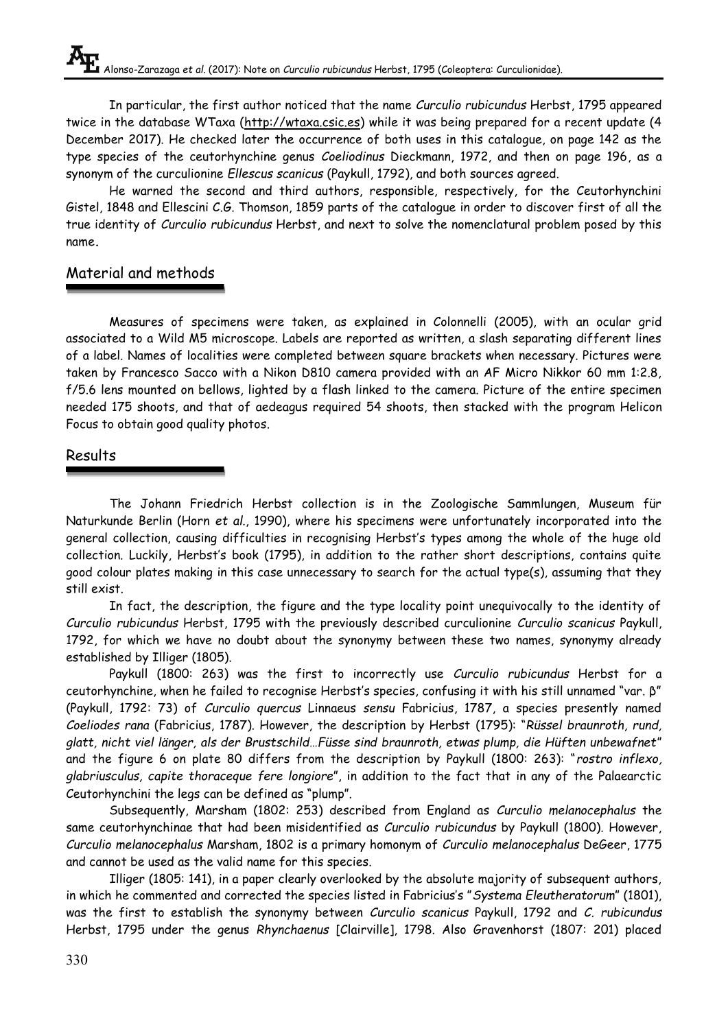In particular, the first author noticed that the name *Curculio rubicundus* Herbst, 1795 appeared twice in the database WTaxa (http://wtaxa.csic.es) while it was being prepared for a recent update (4 December 2017). He checked later the occurrence of both uses in this catalogue, on page 142 as the type species of the ceutorhynchine genus *Coeliodinus* Dieckmann, 1972, and then on page 196, as a synonym of the curculionine *Ellescus scanicus* (Paykull, 1792), and both sources agreed.

He warned the second and third authors, responsible, respectively, for the Ceutorhynchini Gistel, 1848 and Ellescini C.G. Thomson, 1859 parts of the catalogue in order to discover first of all the true identity of *Curculio rubicundus* Herbst, and next to solve the nomenclatural problem posed by this name.

## Material and methods

Measures of specimens were taken, as explained in Colonnelli (2005), with an ocular grid associated to a Wild M5 microscope. Labels are reported as written, a slash separating different lines of a label. Names of localities were completed between square brackets when necessary. Pictures were taken by Francesco Sacco with a Nikon D810 camera provided with an AF Micro Nikkor 60 mm 1:2.8, f/5.6 lens mounted on bellows, lighted by a flash linked to the camera. Picture of the entire specimen needed 175 shoots, and that of aedeagus required 54 shoots, then stacked with the program Helicon Focus to obtain good quality photos.

## Results

The Johann Friedrich Herbst collection is in the Zoologische Sammlungen, Museum für Naturkunde Berlin (Horn *et al.*, 1990), where his specimens were unfortunately incorporated into the general collection, causing difficulties in recognising Herbst's types among the whole of the huge old collection. Luckily, Herbst's book (1795), in addition to the rather short descriptions, contains quite good colour plates making in this case unnecessary to search for the actual type(s), assuming that they still exist.

In fact, the description, the figure and the type locality point unequivocally to the identity of *Curculio rubicundus* Herbst, 1795 with the previously described curculionine *Curculio scanicus* Paykull, 1792, for which we have no doubt about the synonymy between these two names, synonymy already established by Illiger (1805).

Paykull (1800: 263) was the first to incorrectly use *Curculio rubicundus* Herbst for a ceutorhynchine, when he failed to recognise Herbst's species, confusing it with his still unnamed "var. β" (Paykull, 1792: 73) of *Curculio quercus* Linnaeus *sensu* Fabricius, 1787, a species presently named *Coeliodes rana* (Fabricius, 1787). However, the description by Herbst (1795): "*Rüssel braunroth, rund, glatt, nicht viel länger, als der Brustschild…Füsse sind braunroth, etwas plump, die Hüften unbewafnet*" and the figure 6 on plate 80 differs from the description by Paykull (1800: 263): "*rostro inflexo, glabriusculus, capite thoraceque fere longiore*", in addition to the fact that in any of the Palaearctic Ceutorhynchini the legs can be defined as "plump".

Subsequently, Marsham (1802: 253) described from England as *Curculio melanocephalus* the same ceutorhynchinae that had been misidentified as *Curculio rubicundus* by Paykull (1800). However, *Curculio melanocephalus* Marsham, 1802 is a primary homonym of *Curculio melanocephalus* DeGeer, 1775 and cannot be used as the valid name for this species.

Illiger (1805: 141), in a paper clearly overlooked by the absolute majority of subsequent authors, in which he commented and corrected the species listed in Fabricius's "*Systema Eleutheratorum*" (1801), was the first to establish the synonymy between *Curculio scanicus* Paykull, 1792 and *C. rubicundus* Herbst, 1795 under the genus *Rhynchaenus* [Clairville], 1798. Also Gravenhorst (1807: 201) placed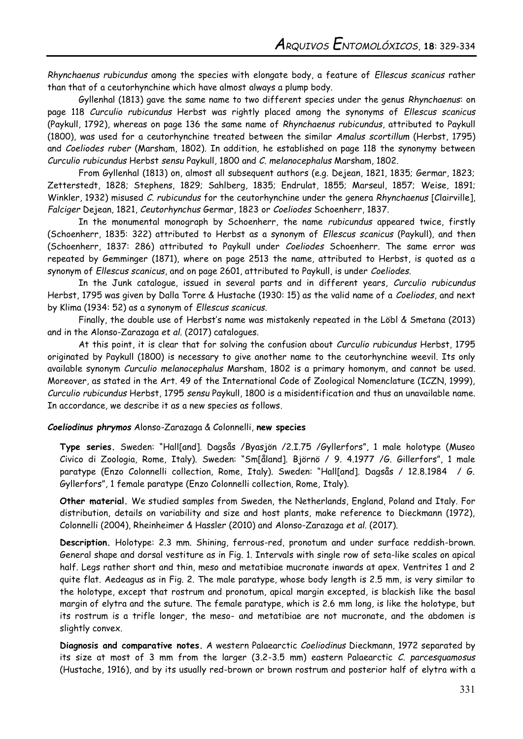*Rhynchaenus rubicundus* among the species with elongate body, a feature of *Ellescus scanicus* rather than that of a ceutorhynchine which have almost always a plump body.

Gyllenhal (1813) gave the same name to two different species under the genus *Rhynchaenus*: on page 118 *Curculio rubicundus* Herbst was rightly placed among the synonyms of *Ellescus scanicus* (Paykull, 1792), whereas on page 136 the same name of *Rhynchaenus rubicundus*, attributed to Paykull (1800), was used for a ceutorhynchine treated between the similar *Amalus scortillum* (Herbst, 1795) and *Coeliodes ruber* (Marsham, 1802). In addition, he established on page 118 the synonymy between *Curculio rubicundus* Herbst *sensu* Paykull, 1800 and *C. melanocephalus* Marsham, 1802.

From Gyllenhal (1813) on, almost all subsequent authors (e.g. Dejean, 1821, 1835; Germar, 1823; Zetterstedt, 1828; Stephens, 1829; Sahlberg, 1835; Endrulat, 1855; Marseul, 1857; Weise, 1891; Winkler, 1932) misused *C. rubicundus* for the ceutorhynchine under the genera *Rhynchaenus* [Clairville], *Falciger* Dejean, 1821, *Ceutorhynchus* Germar, 1823 or *Coeliodes* Schoenherr, 1837.

In the monumental monograph by Schoenherr, the name *rubicundus* appeared twice, firstly (Schoenherr, 1835: 322) attributed to Herbst as a synonym of *Ellescus scanicus* (Paykull), and then (Schoenherr, 1837: 286) attributed to Paykull under *Coeliodes* Schoenherr. The same error was repeated by Gemminger (1871), where on page 2513 the name, attributed to Herbst, is quoted as a synonym of *Ellescus scanicus*, and on page 2601, attributed to Paykull, is under *Coeliodes*.

In the Junk catalogue, issued in several parts and in different years, *Curculio rubicundus* Herbst, 1795 was given by Dalla Torre & Hustache (1930: 15) as the valid name of a *Coeliodes*, and next by Klima (1934: 52) as a synonym of *Ellescus scanicus*.

Finally, the double use of Herbst's name was mistakenly repeated in the Löbl & Smetana (2013) and in the Alonso-Zarazaga *et al.* (2017) catalogues.

At this point, it is clear that for solving the confusion about *Curculio rubicundus* Herbst, 1795 originated by Paykull (1800) is necessary to give another name to the ceutorhynchine weevil. Its only available synonym *Curculio melanocephalus* Marsham, 1802 is a primary homonym, and cannot be used. Moreover, as stated in the Art. 49 of the International Code of Zoological Nomenclature (ICZN, 1999), *Curculio rubicundus* Herbst, 1795 *sensu* Paykull, 1800 is a misidentification and thus an unavailable name. In accordance, we describe it as a new species as follows.

### *Coeliodinus phrymos* Alonso-Zarazaga & Colonnelli, **new species**

**Type series.** Sweden: "Hall[and]. Dagsås /Byasjön /2.I.75 /Gyllerfors", 1 male holotype (Museo Civico di Zoologia, Rome, Italy). Sweden: "Sm[åland]. Björnö / 9. 4.1977 /G. Gillerfors", 1 male paratype (Enzo Colonnelli collection, Rome, Italy). Sweden: "Hall[and]. Dagsås / 12.8.1984 / G. Gyllerfors", 1 female paratype (Enzo Colonnelli collection, Rome, Italy).

**Other material.** We studied samples from Sweden, the Netherlands, England, Poland and Italy. For distribution, details on variability and size and host plants, make reference to Dieckmann (1972), Colonnelli (2004), Rheinheimer & Hassler (2010) and Alonso-Zarazaga *et al.* (2017).

**Description.** Holotype: 2.3 mm. Shining, ferrous-red, pronotum and under surface reddish-brown. General shape and dorsal vestiture as in Fig. 1. Intervals with single row of seta-like scales on apical half. Legs rather short and thin, meso and metatibiae mucronate inwards at apex. Ventrites 1 and 2 quite flat. Aedeagus as in Fig. 2. The male paratype, whose body length is 2.5 mm, is very similar to the holotype, except that rostrum and pronotum, apical margin excepted, is blackish like the basal margin of elytra and the suture. The female paratype, which is 2.6 mm long, is like the holotype, but its rostrum is a trifle longer, the meso- and metatibiae are not mucronate, and the abdomen is slightly convex.

**Diagnosis and comparative notes.** A western Palaearctic *Coeliodinus* Dieckmann, 1972 separated by its size at most of 3 mm from the larger (3.2-3.5 mm) eastern Palaearctic *C. parcesquamosus* (Hustache, 1916), and by its usually red-brown or brown rostrum and posterior half of elytra with a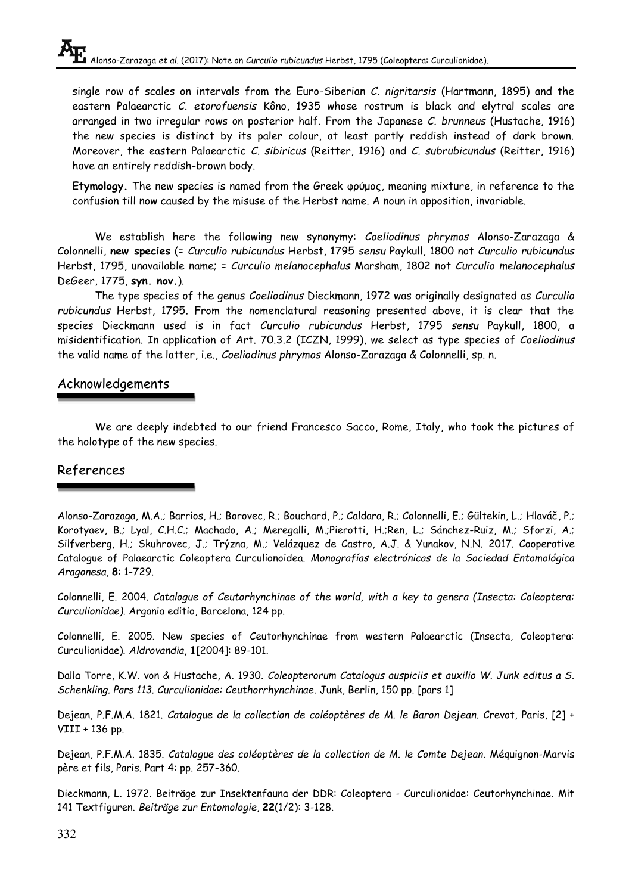single row of scales on intervals from the Euro-Siberian *C. nigritarsis* (Hartmann, 1895) and the eastern Palaearctic *C. etorofuensis* Kôno, 1935 whose rostrum is black and elytral scales are arranged in two irregular rows on posterior half. From the Japanese *C. brunneus* (Hustache, 1916) the new species is distinct by its paler colour, at least partly reddish instead of dark brown. Moreover, the eastern Palaearctic *C. sibiricus* (Reitter, 1916) and *C. subrubicundus* (Reitter, 1916) have an entirely reddish-brown body.

**Etymology.** The new species is named from the Greek φρύμος, meaning mixture, in reference to the confusion till now caused by the misuse of the Herbst name. A noun in apposition, invariable.

We establish here the following new synonymy: *Coeliodinus phrymos* Alonso-Zarazaga & Colonnelli, **new species** (= *Curculio rubicundus* Herbst, 1795 *sensu* Paykull, 1800 not *Curculio rubicundus* Herbst, 1795, unavailable name; = *Curculio melanocephalus* Marsham, 1802 not *Curculio melanocephalus* DeGeer, 1775, **syn. nov.**).

The type species of the genus *Coeliodinus* Dieckmann, 1972 was originally designated as *Curculio rubicundus* Herbst, 1795. From the nomenclatural reasoning presented above, it is clear that the species Dieckmann used is in fact *Curculio rubicundus* Herbst, 1795 *sensu* Paykull, 1800, a misidentification. In application of Art. 70.3.2 (ICZN, 1999), we select as type species of *Coeliodinus* the valid name of the latter, i.e., *Coeliodinus phrymos* Alonso-Zarazaga & Colonnelli, sp. n.

## Acknowledgements

We are deeply indebted to our friend Francesco Sacco, Rome, Italy, who took the pictures of the holotype of the new species.

## References

Alonso-Zarazaga, M.A.; Barrios, H.; Borovec, R.; Bouchard, P.; Caldara, R.; Colonnelli, E.; Gültekin, L.; Hlaváč, P.; Korotyaev, B.; Lyal, C.H.C.; Machado, A.; Meregalli, M.;Pierotti, H.;Ren, L.; Sánchez-Ruiz, M.; Sforzi, A.; Silfverberg, H.; Skuhrovec, J.; Trýzna, M.; Velázquez de Castro, A.J. & Yunakov, N.N. 2017. Cooperative Catalogue of Palaearctic Coleoptera Curculionoidea. *Monografías electrónicas de la Sociedad Entomológica Aragonesa*, **8**: 1-729.

Colonnelli, E. 2004. *Catalogue of Ceutorhynchinae of the world, with a key to genera (Insecta: Coleoptera: Curculionidae).* Argania editio, Barcelona, 124 pp.

Colonnelli, E. 2005. New species of Ceutorhynchinae from western Palaearctic (Insecta, Coleoptera: Curculionidae). *Aldrovandia*, **1**[2004]: 89-101.

Dalla Torre, K.W. von & Hustache, A. 1930. *Coleopterorum Catalogus auspiciis et auxilio W. Junk editus a S. Schenkling. Pars 113. Curculionidae: Ceuthorrhynchinae.* Junk, Berlin, 150 pp. [pars 1]

Dejean, P.F.M.A. 1821. *Catalogue de la collection de coléoptères de M. le Baron Dejean.* Crevot, Paris, [2] + VIII + 136 pp.

Dejean, P.F.M.A. 1835. *Catalogue des coléoptères de la collection de M. le Comte Dejean.* Méquignon-Marvis père et fils, Paris. Part 4: pp. 257-360.

Dieckmann, L. 1972. Beiträge zur Insektenfauna der DDR: Coleoptera - Curculionidae: Ceutorhynchinae. Mit 141 Textfiguren. *Beiträge zur Entomologie*, **22**(1/2): 3-128.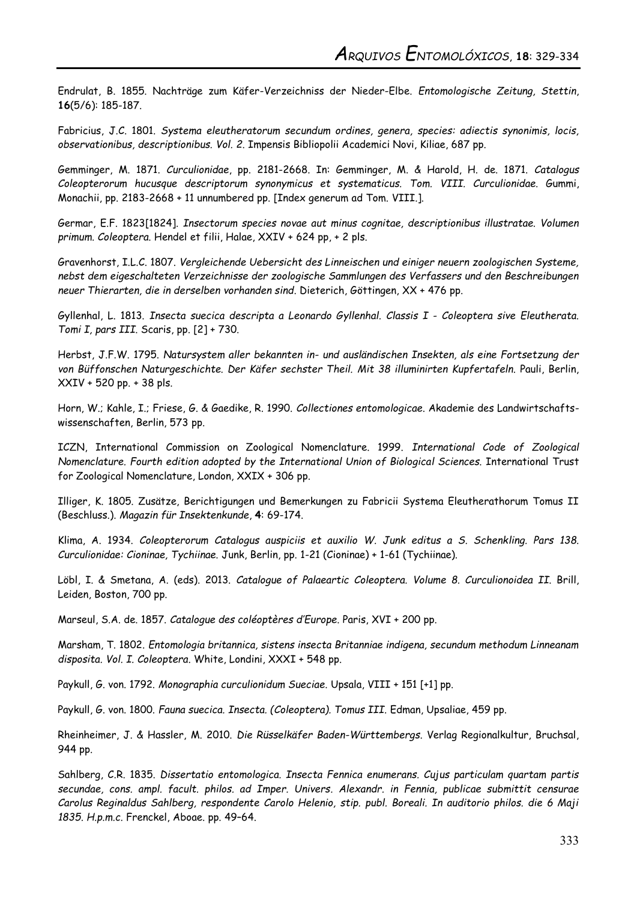Endrulat, B. 1855. Nachträge zum Käfer-Verzeichniss der Nieder-Elbe. *Entomologische Zeitung, Stettin*, **16**(5/6): 185-187.

Fabricius, J.C. 1801. *Systema eleutheratorum secundum ordines, genera, species: adiectis synonimis, locis, observationibus, descriptionibus. Vol. 2*. Impensis Bibliopolii Academici Novi, Kiliae, 687 pp.

Gemminger, M. 1871. *Curculionidae*, pp. 2181-2668. In: Gemminger, M. & Harold, H. de. 1871. *Catalogus Coleopterorum hucusque descriptorum synonymicus et systematicus. Tom. VIII. Curculionidae*. Gummi, Monachii, pp. 2183-2668 + 11 unnumbered pp. [Index generum ad Tom. VIII.].

Germar, E.F. 1823[1824]. *Insectorum species novae aut minus cognitae, descriptionibus illustratae. Volumen primum. Coleoptera*. Hendel et filii, Halae, XXIV + 624 pp, + 2 pls.

Gravenhorst, I.L.C. 1807. *Vergleichende Uebersicht des Linneischen und einiger neuern zoologischen Systeme, nebst dem eigeschalteten Verzeichnisse der zoologische Sammlungen des Verfassers und den Beschreibungen neuer Thierarten, die in derselben vorhanden sind*. Dieterich, Göttingen, XX + 476 pp.

Gyllenhal, L. 1813. *Insecta suecica descripta a Leonardo Gyllenhal. Classis I - Coleoptera sive Eleutherata. Tomi I, pars III*. Scaris, pp. [2] + 730.

Herbst, J.F.W. 1795. *Natursystem aller bekannten in- und ausländischen Insekten, als eine Fortsetzung der von Büffonschen Naturgeschichte. Der Käfer sechster Theil. Mit 38 illuminirten Kupfertafeln*. Pauli, Berlin, XXIV + 520 pp. + 38 pls.

Horn, W.; Kahle, I.; Friese, G. & Gaedike, R. 1990. *Collectiones entomologicae*. Akademie des Landwirtschafts-wissenschaften, Berlin, 573 pp.

ICZN, International Commission on Zoological Nomenclature. 1999. *International Code of Zoological Nomenclature. Fourth edition adopted by the International Union of Biological Sciences*. International Trust for Zoological Nomenclature, London, XXIX + 306 pp.

Illiger, K. 1805. Zusätze, Berichtigungen und Bemerkungen zu Fabricii Systema Eleutherathorum Tomus II (Beschluss.). *Magazin für Insektenkunde*, **4**: 69-174.

Klima, A. 1934. *Coleopterorum Catalogus auspiciis et auxilio W. Junk editus a S. Schenkling. Pars 138. Curculionidae: Cioninae, Tychiinae*. Junk, Berlin, pp. 1-21 (Cioninae) + 1-61 (Tychiinae).

Löbl, I. & Smetana, A. (eds). 2013. *Catalogue of Palaeartic Coleoptera. Volume 8. Curculionoidea II*. Brill, Leiden, Boston, 700 pp.

Marseul, S.A. de. 1857. *Catalogue des coléoptères d'Europe*. Paris, XVI + 200 pp.

Marsham, T. 1802. *Entomologia britannica, sistens insecta Britanniae indigena, secundum methodum Linneanam disposita. Vol. I. Coleoptera*. White, Londini, XXXI + 548 pp.

Paykull, G. von. 1792. *Monographia curculionidum Sueciae*. Upsala, VIII + 151 [+1] pp.

Paykull, G. von. 1800. *Fauna suecica. Insecta. (Coleoptera). Tomus III*. Edman, Upsaliae, 459 pp.

Rheinheimer, J. & Hassler, M. 2010. *Die Rüsselkäfer Baden-Württembergs*. Verlag Regionalkultur, Bruchsal, 944 pp.

Sahlberg, C.R. 1835. *Dissertatio entomologica. Insecta Fennica enumerans. Cujus particulam quartam partis secundae, cons. ampl. facult. philos. ad Imper. Univers. Alexandr. in Fennia, publicae submittit censurae Carolus Reginaldus Sahlberg, respondente Carolo Helenio, stip. publ. Boreali. In auditorio philos. die 6 Maji 1835. H.p.m.c.* Frenckel, Aboae. pp. 49–64.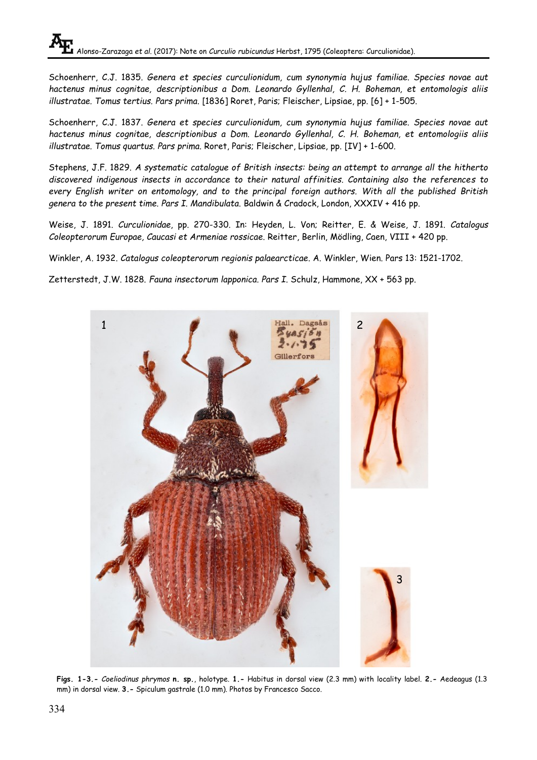Schoenherr, C.J. 1835. *Genera et species curculionidum, cum synonymia hujus familiae. Species novae aut hactenus minus cognitae, descriptionibus a Dom. Leonardo Gyllenhal, C. H. Boheman, et entomologis aliis illustratae. Tomus tertius. Pars prima.* [1836] Roret, Paris; Fleischer, Lipsiae, pp. [6] + 1-505.

Schoenherr, C.J. 1837. *Genera et species curculionidum, cum synonymia hujus familiae. Species novae aut hactenus minus cognitae, descriptionibus a Dom. Leonardo Gyllenhal, C. H. Boheman, et entomologiis aliis illustratae. Tomus quartus. Pars prima.* Roret, Paris; Fleischer, Lipsiae, pp. [IV] + 1-600.

Stephens, J.F. 1829. *A systematic catalogue of British insects: being an attempt to arrange all the hitherto discovered indigenous insects in accordance to their natural affinities. Containing also the references to every English writer on entomology, and to the principal foreign authors. With all the published British genera to the present time. Pars I. Mandibulata.* Baldwin & Cradock, London, XXXIV + 416 pp.

Weise, J. 1891. *Curculionidae*, pp. 270-330. In: Heyden, L. Von; Reitter, E. & Weise, J. 1891. *Catalogus Coleopterorum Europae, Caucasi et Armeniae rossicae*. Reitter, Berlin, Mödling, Caen, VIII + 420 pp.

Winkler, A. 1932. *Catalogus coleopterorum regionis palaearcticae*. A. Winkler, Wien. Pars 13: 1521-1702.

Zetterstedt, J.W. 1828. *Fauna insectorum lapponica. Pars I.* Schulz, Hammone, XX + 563 pp.

**Figs. 1-3.-** *Coeliodinus phrymos* **n. sp.**, holotype. **1.-** Habitus in dorsal view (2.3 mm) with locality label. **2.-** Aedeagus (1.3 mm) in dorsal view. **3.-** Spiculum gastrale (1.0 mm). Photos by Francesco Sacco.